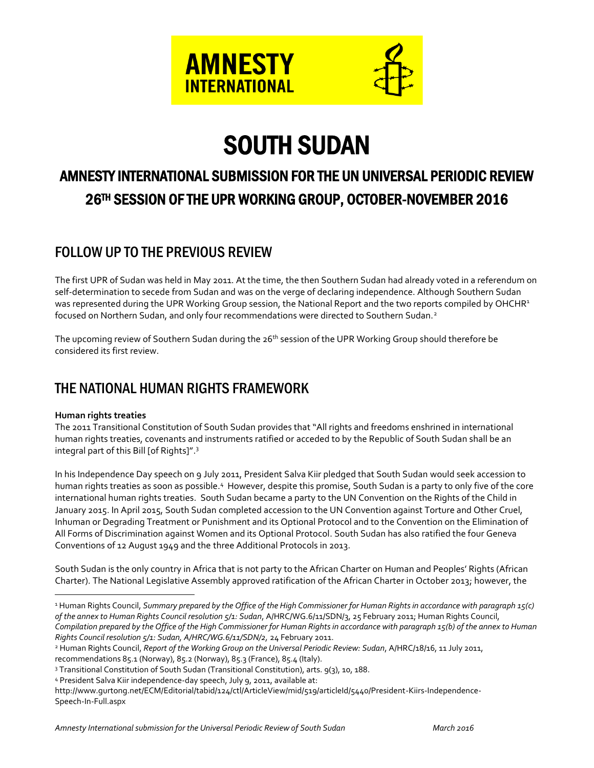AMNESTY INTERNATIONAL

# SOUTH SUDAN

## AMNESTY INTERNATIONAL SUBMISSION FOR THE UN UNIVERSAL PERIODIC REVIEW 26TH SESSION OF THE UPR WORKING GROUP, OCTOBER-NOVEMBER 2016

## FOLLOW UP TO THE PREVIOUS REVIEW

The first UPR of Sudan was held in May 2011. At the time, the then Southern Sudan had already voted in a referendum on self-determination to secede from Sudan and was on the verge of declaring independence. Although Southern Sudan was represented during the UPR Working Group session, the National Report and the two reports compiled by OHCHR[1] focused on Northern Sudan, and only four recommendations were directed to Southern Sudan.[2]

The upcoming review of Southern Sudan during the 26th session of the UPR Working Group should therefore be considered its first review.

## THE NATIONAL HUMAN RIGHTS FRAMEWORK

**Human rights treaties**

The 2011 Transitional Constitution of South Sudan provides that "All rights and freedoms enshrined in international human rights treaties, covenants and instruments ratified or acceded to by the Republic of South Sudan shall be an integral part of this Bill [of Rights]".[3]

In his Independence Day speech on 9 July 2011, President Salva Kiir pledged that South Sudan would seek accession to human rights treaties as soon as possible.[4] However, despite this promise, South Sudan is a party to only five of the core international human rights treaties. South Sudan became a party to the UN Convention on the Rights of the Child in January 2015. In April 2015, South Sudan completed accession to the UN Convention against Torture and Other Cruel, Inhuman or Degrading Treatment or Punishment and its Optional Protocol and to the Convention on the Elimination of All Forms of Discrimination against Women and its Optional Protocol. South Sudan has also ratified the four Geneva Conventions of 12 August 1949 and the three Additional Protocols in 2013.

South Sudan is the only country in Africa that is not party to the African Charter on Human and Peoples' Rights (African Charter). The National Legislative Assembly approved ratification of the African Charter in October 2013; however, the

---

[1] Human Rights Council, *Summary prepared by the Office of the High Commissioner for Human Rights in accordance with paragraph 15(c) of the annex to Human Rights Council resolution 5/1: Sudan*, A/HRC/WG.6/11/SDN/3, 25 February 2011; Human Rights Council, *Compilation prepared by the Office of the High Commissioner for Human Rights in accordance with paragraph 15(b) of the annex to Human Rights Council resolution 5/1: Sudan, A/HRC/WG.6/11/SDN/2,* 24 February 2011.

[2] Human Rights Council, *Report of the Working Group on the Universal Periodic Review: Sudan*, A/HRC/18/16, 11 July 2011, recommendations 85.1 (Norway), 85.2 (Norway), 85.3 (France), 85.4 (Italy).

[3] Transitional Constitution of South Sudan (Transitional Constitution), arts. 9(3), 10, 188.

[4] President Salva Kiir independence-day speech, July 9, 2011, available at: http://www.gurtong.net/ECM/Editorial/tabid/124/ctl/ArticleView/mid/519/articleId/5440/President-Kiirs-Independence-Speech-In-Full.aspx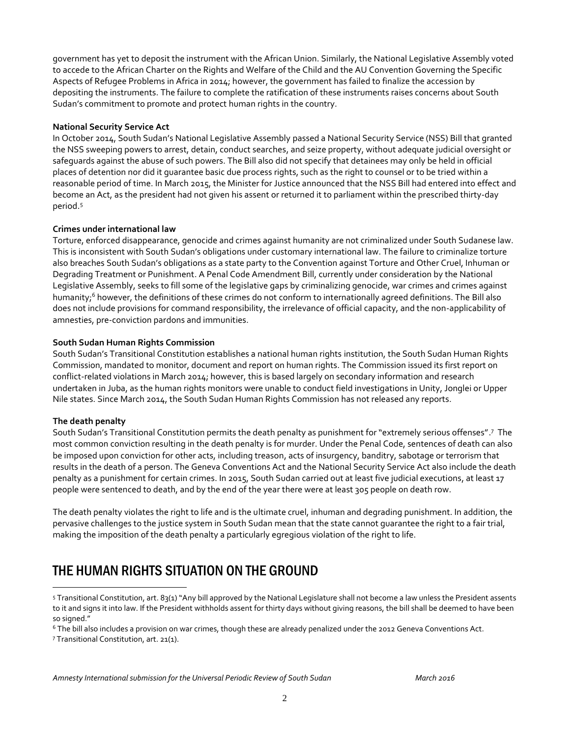government has yet to deposit the instrument with the African Union. Similarly, the National Legislative Assembly voted to accede to the African Charter on the Rights and Welfare of the Child and the AU Convention Governing the Specific Aspects of Refugee Problems in Africa in 2014; however, the government has failed to finalize the accession by depositing the instruments. The failure to complete the ratification of these instruments raises concerns about South Sudan's commitment to promote and protect human rights in the country.

**National Security Service Act**

In October 2014, South Sudan's National Legislative Assembly passed a National Security Service (NSS) Bill that granted the NSS sweeping powers to arrest, detain, conduct searches, and seize property, without adequate judicial oversight or safeguards against the abuse of such powers. The Bill also did not specify that detainees may only be held in official places of detention nor did it guarantee basic due process rights, such as the right to counsel or to be tried within a reasonable period of time. In March 2015, the Minister for Justice announced that the NSS Bill had entered into effect and become an Act, as the president had not given his assent or returned it to parliament within the prescribed thirty-day period.[5]

**Crimes under international law**

Torture, enforced disappearance, genocide and crimes against humanity are not criminalized under South Sudanese law. This is inconsistent with South Sudan's obligations under customary international law. The failure to criminalize torture also breaches South Sudan's obligations as a state party to the Convention against Torture and Other Cruel, Inhuman or Degrading Treatment or Punishment. A Penal Code Amendment Bill, currently under consideration by the National Legislative Assembly, seeks to fill some of the legislative gaps by criminalizing genocide, war crimes and crimes against humanity;[6] however, the definitions of these crimes do not conform to internationally agreed definitions. The Bill also does not include provisions for command responsibility, the irrelevance of official capacity, and the non-applicability of amnesties, pre-conviction pardons and immunities.

**South Sudan Human Rights Commission**

South Sudan's Transitional Constitution establishes a national human rights institution, the South Sudan Human Rights Commission, mandated to monitor, document and report on human rights. The Commission issued its first report on conflict-related violations in March 2014; however, this is based largely on secondary information and research undertaken in Juba, as the human rights monitors were unable to conduct field investigations in Unity, Jonglei or Upper Nile states. Since March 2014, the South Sudan Human Rights Commission has not released any reports.

**The death penalty**

South Sudan's Transitional Constitution permits the death penalty as punishment for "extremely serious offenses".[7] The most common conviction resulting in the death penalty is for murder. Under the Penal Code, sentences of death can also be imposed upon conviction for other acts, including treason, acts of insurgency, banditry, sabotage or terrorism that results in the death of a person. The Geneva Conventions Act and the National Security Service Act also include the death penalty as a punishment for certain crimes. In 2015, South Sudan carried out at least five judicial executions, at least 17 people were sentenced to death, and by the end of the year there were at least 305 people on death row.

The death penalty violates the right to life and is the ultimate cruel, inhuman and degrading punishment. In addition, the pervasive challenges to the justice system in South Sudan mean that the state cannot guarantee the right to a fair trial, making the imposition of the death penalty a particularly egregious violation of the right to life.

# THE HUMAN RIGHTS SITUATION ON THE GROUND

[5] Transitional Constitution, art. 83(1) "Any bill approved by the National Legislature shall not become a law unless the President assents to it and signs it into law. If the President withholds assent for thirty days without giving reasons, the bill shall be deemed to have been so signed."

[6] The bill also includes a provision on war crimes, though these are already penalized under the 2012 Geneva Conventions Act.

[7] Transitional Constitution, art. 21(1).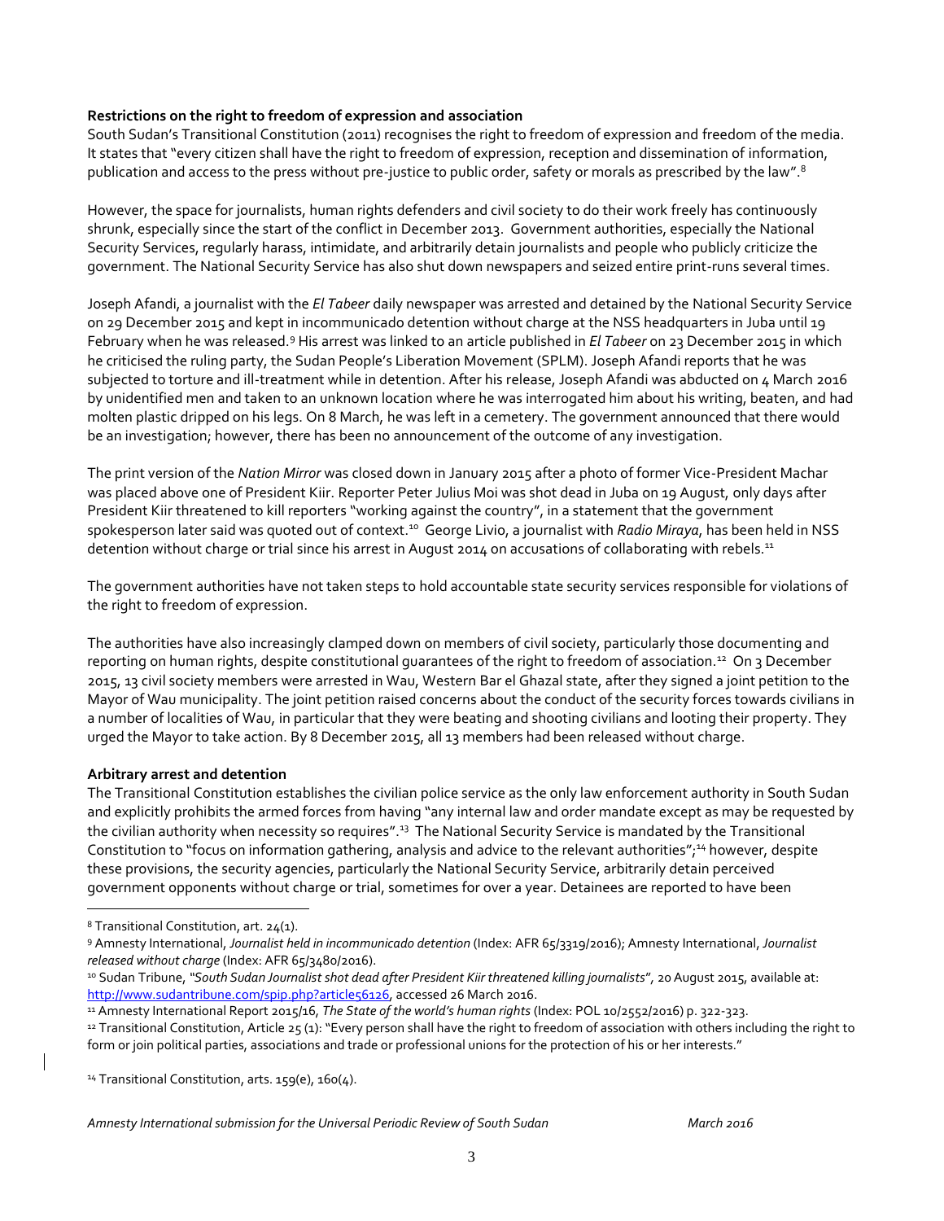**Restrictions on the right to freedom of expression and association**

South Sudan's Transitional Constitution (2011) recognises the right to freedom of expression and freedom of the media. It states that "every citizen shall have the right to freedom of expression, reception and dissemination of information, publication and access to the press without pre-justice to public order, safety or morals as prescribed by the law".[8]

However, the space for journalists, human rights defenders and civil society to do their work freely has continuously shrunk, especially since the start of the conflict in December 2013. Government authorities, especially the National Security Services, regularly harass, intimidate, and arbitrarily detain journalists and people who publicly criticize the government. The National Security Service has also shut down newspapers and seized entire print-runs several times.

Joseph Afandi, a journalist with the *El Tabeer* daily newspaper was arrested and detained by the National Security Service on 29 December 2015 and kept in incommunicado detention without charge at the NSS headquarters in Juba until 19 February when he was released.[9] His arrest was linked to an article published in *El Tabeer* on 23 December 2015 in which he criticised the ruling party, the Sudan People's Liberation Movement (SPLM). Joseph Afandi reports that he was subjected to torture and ill-treatment while in detention. After his release, Joseph Afandi was abducted on 4 March 2016 by unidentified men and taken to an unknown location where he was interrogated him about his writing, beaten, and had molten plastic dripped on his legs. On 8 March, he was left in a cemetery. The government announced that there would be an investigation; however, there has been no announcement of the outcome of any investigation.

The print version of the *Nation Mirror* was closed down in January 2015 after a photo of former Vice-President Machar was placed above one of President Kiir. Reporter Peter Julius Moi was shot dead in Juba on 19 August, only days after President Kiir threatened to kill reporters "working against the country", in a statement that the government spokesperson later said was quoted out of context.[10] George Livio, a journalist with *Radio Miraya*, has been held in NSS detention without charge or trial since his arrest in August 2014 on accusations of collaborating with rebels.[11]

The government authorities have not taken steps to hold accountable state security services responsible for violations of the right to freedom of expression.

The authorities have also increasingly clamped down on members of civil society, particularly those documenting and reporting on human rights, despite constitutional guarantees of the right to freedom of association.[12] On 3 December 2015, 13 civil society members were arrested in Wau, Western Bar el Ghazal state, after they signed a joint petition to the Mayor of Wau municipality. The joint petition raised concerns about the conduct of the security forces towards civilians in a number of localities of Wau, in particular that they were beating and shooting civilians and looting their property. They urged the Mayor to take action. By 8 December 2015, all 13 members had been released without charge.

**Arbitrary arrest and detention**

The Transitional Constitution establishes the civilian police service as the only law enforcement authority in South Sudan and explicitly prohibits the armed forces from having "any internal law and order mandate except as may be requested by the civilian authority when necessity so requires".[13] The National Security Service is mandated by the Transitional Constitution to "focus on information gathering, analysis and advice to the relevant authorities";[14] however, despite these provisions, the security agencies, particularly the National Security Service, arbitrarily detain perceived government opponents without charge or trial, sometimes for over a year. Detainees are reported to have been

---

[8] Transitional Constitution, art. 24(1).

[9] Amnesty International, *Journalist held in incommunicado detention* (Index: AFR 65/3319/2016); Amnesty International, *Journalist released without charge* (Index: AFR 65/3480/2016).

[10] Sudan Tribune, "*South Sudan Journalist shot dead after President Kiir threatened killing journalists*", 20 August 2015, available at: http://www.sudantribune.com/spip.php?article56126, accessed 26 March 2016.

[11] Amnesty International Report 2015/16, *The State of the world's human rights* (Index: POL 10/2552/2016) p. 322-323.

[12] Transitional Constitution, Article 25 (1): "Every person shall have the right to freedom of association with others including the right to form or join political parties, associations and trade or professional unions for the protection of his or her interests."

[14] Transitional Constitution, arts. 159(e), 160(4).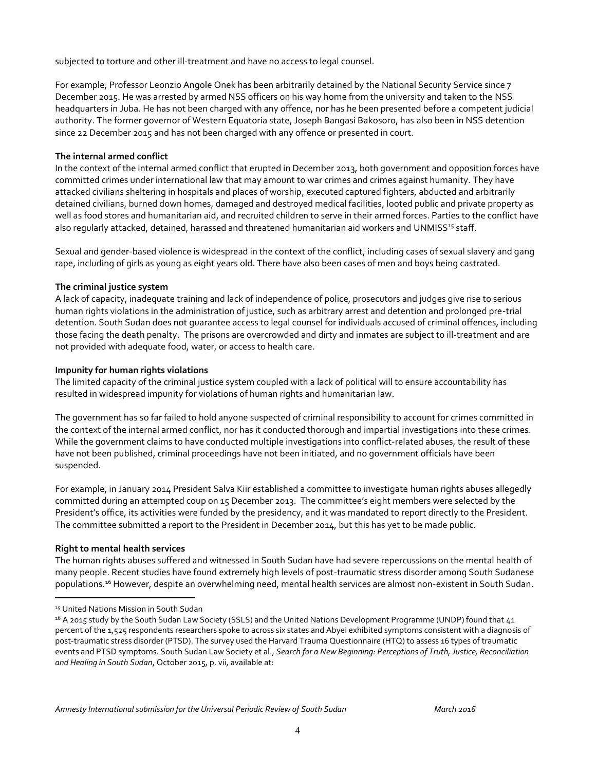subjected to torture and other ill-treatment and have no access to legal counsel.

For example, Professor Leonzio Angole Onek has been arbitrarily detained by the National Security Service since 7 December 2015. He was arrested by armed NSS officers on his way home from the university and taken to the NSS headquarters in Juba. He has not been charged with any offence, nor has he been presented before a competent judicial authority. The former governor of Western Equatoria state, Joseph Bangasi Bakosoro, has also been in NSS detention since 22 December 2015 and has not been charged with any offence or presented in court.

**The internal armed conflict**

In the context of the internal armed conflict that erupted in December 2013, both government and opposition forces have committed crimes under international law that may amount to war crimes and crimes against humanity. They have attacked civilians sheltering in hospitals and places of worship, executed captured fighters, abducted and arbitrarily detained civilians, burned down homes, damaged and destroyed medical facilities, looted public and private property as well as food stores and humanitarian aid, and recruited children to serve in their armed forces. Parties to the conflict have also regularly attacked, detained, harassed and threatened humanitarian aid workers and UNMISS[15] staff.

Sexual and gender-based violence is widespread in the context of the conflict, including cases of sexual slavery and gang rape, including of girls as young as eight years old. There have also been cases of men and boys being castrated.

**The criminal justice system**

A lack of capacity, inadequate training and lack of independence of police, prosecutors and judges give rise to serious human rights violations in the administration of justice, such as arbitrary arrest and detention and prolonged pre-trial detention. South Sudan does not guarantee access to legal counsel for individuals accused of criminal offences, including those facing the death penalty. The prisons are overcrowded and dirty and inmates are subject to ill-treatment and are not provided with adequate food, water, or access to health care.

**Impunity for human rights violations**

The limited capacity of the criminal justice system coupled with a lack of political will to ensure accountability has resulted in widespread impunity for violations of human rights and humanitarian law.

The government has so far failed to hold anyone suspected of criminal responsibility to account for crimes committed in the context of the internal armed conflict, nor has it conducted thorough and impartial investigations into these crimes. While the government claims to have conducted multiple investigations into conflict-related abuses, the result of these have not been published, criminal proceedings have not been initiated, and no government officials have been suspended.

For example, in January 2014 President Salva Kiir established a committee to investigate human rights abuses allegedly committed during an attempted coup on 15 December 2013. The committee's eight members were selected by the President's office, its activities were funded by the presidency, and it was mandated to report directly to the President. The committee submitted a report to the President in December 2014, but this has yet to be made public.

**Right to mental health services**

The human rights abuses suffered and witnessed in South Sudan have had severe repercussions on the mental health of many people. Recent studies have found extremely high levels of post-traumatic stress disorder among South Sudanese populations.[16] However, despite an overwhelming need, mental health services are almost non-existent in South Sudan.

---

[15] United Nations Mission in South Sudan

[16] A 2015 study by the South Sudan Law Society (SSLS) and the United Nations Development Programme (UNDP) found that 41 percent of the 1,525 respondents researchers spoke to across six states and Abyei exhibited symptoms consistent with a diagnosis of post-traumatic stress disorder (PTSD). The survey used the Harvard Trauma Questionnaire (HTQ) to assess 16 types of traumatic events and PTSD symptoms. South Sudan Law Society et al., *Search for a New Beginning: Perceptions of Truth, Justice, Reconciliation and Healing in South Sudan*, October 2015, p. vii, available at: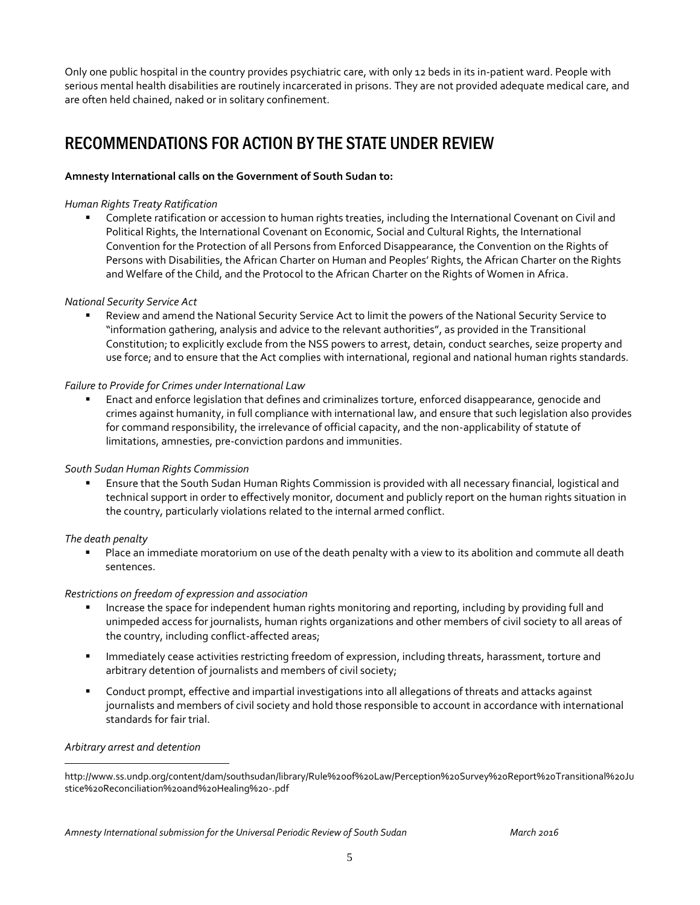Only one public hospital in the country provides psychiatric care, with only 12 beds in its in-patient ward. People with serious mental health disabilities are routinely incarcerated in prisons. They are not provided adequate medical care, and are often held chained, naked or in solitary confinement.

## RECOMMENDATIONS FOR ACTION BY THE STATE UNDER REVIEW

**Amnesty International calls on the Government of South Sudan to:**

*Human Rights Treaty Ratification*

- Complete ratification or accession to human rights treaties, including the International Covenant on Civil and Political Rights, the International Covenant on Economic, Social and Cultural Rights, the International Convention for the Protection of all Persons from Enforced Disappearance, the Convention on the Rights of Persons with Disabilities, the African Charter on Human and Peoples' Rights, the African Charter on the Rights and Welfare of the Child, and the Protocol to the African Charter on the Rights of Women in Africa.

*National Security Service Act*

- Review and amend the National Security Service Act to limit the powers of the National Security Service to "information gathering, analysis and advice to the relevant authorities", as provided in the Transitional Constitution; to explicitly exclude from the NSS powers to arrest, detain, conduct searches, seize property and use force; and to ensure that the Act complies with international, regional and national human rights standards.

*Failure to Provide for Crimes under International Law*

- Enact and enforce legislation that defines and criminalizes torture, enforced disappearance, genocide and crimes against humanity, in full compliance with international law, and ensure that such legislation also provides for command responsibility, the irrelevance of official capacity, and the non-applicability of statute of limitations, amnesties, pre-conviction pardons and immunities.

*South Sudan Human Rights Commission*

- Ensure that the South Sudan Human Rights Commission is provided with all necessary financial, logistical and technical support in order to effectively monitor, document and publicly report on the human rights situation in the country, particularly violations related to the internal armed conflict.

*The death penalty*

- Place an immediate moratorium on use of the death penalty with a view to its abolition and commute all death sentences.

*Restrictions on freedom of expression and association*

- Increase the space for independent human rights monitoring and reporting, including by providing full and unimpeded access for journalists, human rights organizations and other members of civil society to all areas of the country, including conflict-affected areas;
- Immediately cease activities restricting freedom of expression, including threats, harassment, torture and arbitrary detention of journalists and members of civil society;
- Conduct prompt, effective and impartial investigations into all allegations of threats and attacks against journalists and members of civil society and hold those responsible to account in accordance with international standards for fair trial.

*Arbitrary arrest and detention*

---

http://www.ss.undp.org/content/dam/southsudan/library/Rule%20of%20Law/Perception%20Survey%20Report%20Transitional%20Justice%20Reconciliation%20and%20Healing%20-.pdf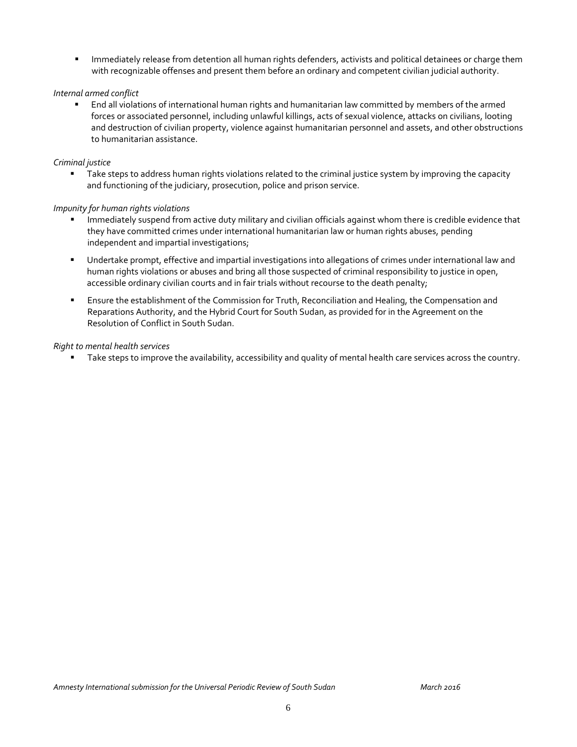- Immediately release from detention all human rights defenders, activists and political detainees or charge them with recognizable offenses and present them before an ordinary and competent civilian judicial authority.

*Internal armed conflict*

- End all violations of international human rights and humanitarian law committed by members of the armed forces or associated personnel, including unlawful killings, acts of sexual violence, attacks on civilians, looting and destruction of civilian property, violence against humanitarian personnel and assets, and other obstructions to humanitarian assistance.

*Criminal justice*

- Take steps to address human rights violations related to the criminal justice system by improving the capacity and functioning of the judiciary, prosecution, police and prison service.

*Impunity for human rights violations*

- Immediately suspend from active duty military and civilian officials against whom there is credible evidence that they have committed crimes under international humanitarian law or human rights abuses, pending independent and impartial investigations;
- Undertake prompt, effective and impartial investigations into allegations of crimes under international law and human rights violations or abuses and bring all those suspected of criminal responsibility to justice in open, accessible ordinary civilian courts and in fair trials without recourse to the death penalty;
- Ensure the establishment of the Commission for Truth, Reconciliation and Healing, the Compensation and Reparations Authority, and the Hybrid Court for South Sudan, as provided for in the Agreement on the Resolution of Conflict in South Sudan.

*Right to mental health services*

- Take steps to improve the availability, accessibility and quality of mental health care services across the country.